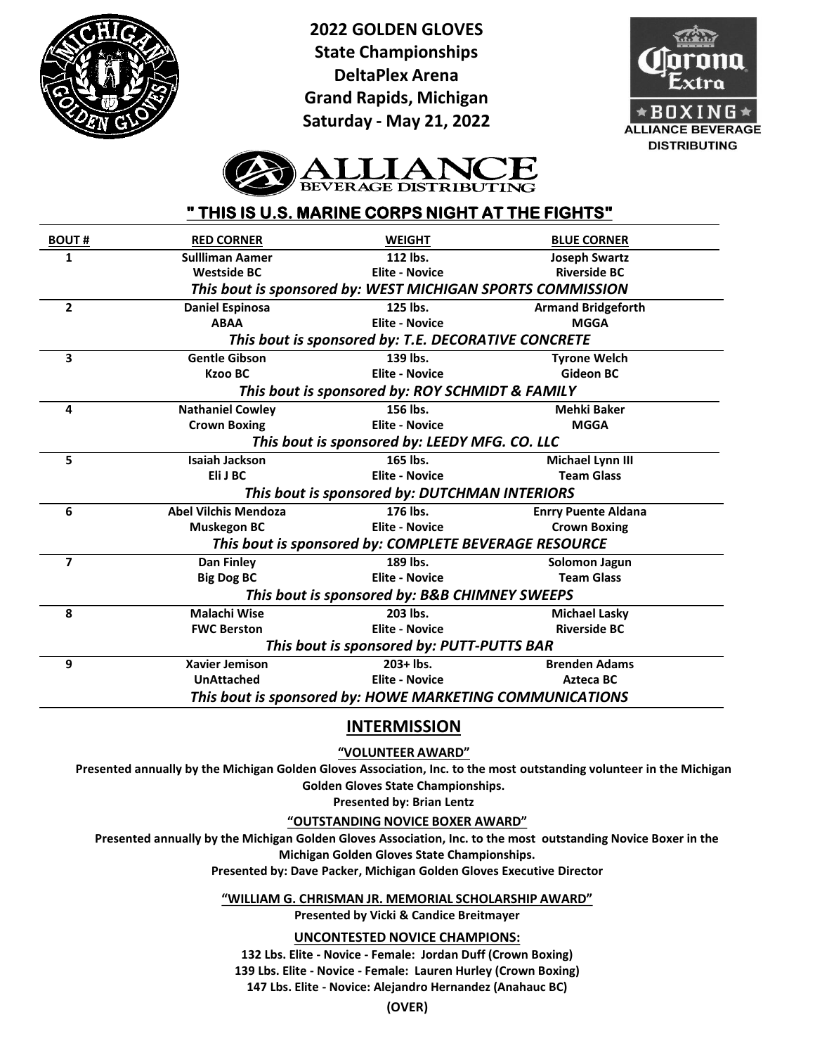**2022 GOLDEN GLOVES**
**State Championships**
**DeltaPlex Arena**
**Grand Rapids, Michigan**
**Saturday - May 21, 2022**

**ALLIANCE BEVERAGE DISTRIBUTING**

## " THIS IS U.S. MARINE CORPS NIGHT AT THE FIGHTS"

| BOUT # | RED CORNER | WEIGHT | BLUE CORNER |
|---|---|---|---|
| 1 | **Sullliman Aamer**<br>**Westside BC** | **112 lbs.**<br>**Elite - Novice** | **Joseph Swartz**<br>**Riverside BC** |
| | *This bout is sponsored by: WEST MICHIGAN SPORTS COMMISSION* | | |
| 2 | **Daniel Espinosa**<br>**ABAA** | **125 lbs.**<br>**Elite - Novice** | **Armand Bridgeforth**<br>**MGGA** |
| | *This bout is sponsored by: T.E. DECORATIVE CONCRETE* | | |
| 3 | **Gentle Gibson**<br>**Kzoo BC** | **139 lbs.**<br>**Elite - Novice** | **Tyrone Welch**<br>**Gideon BC** |
| | *This bout is sponsored by: ROY SCHMIDT & FAMILY* | | |
| 4 | **Nathaniel Cowley**<br>**Crown Boxing** | **156 lbs.**<br>**Elite - Novice** | **Mehki Baker**<br>**MGGA** |
| | *This bout is sponsored by: LEEDY MFG. CO. LLC* | | |
| 5 | **Isaiah Jackson**<br>**Eli J BC** | **165 lbs.**<br>**Elite - Novice** | **Michael Lynn III**<br>**Team Glass** |
| | *This bout is sponsored by: DUTCHMAN INTERIORS* | | |
| 6 | **Abel Vilchis Mendoza**<br>**Muskegon BC** | **176 lbs.**<br>**Elite - Novice** | **Enrry Puente Aldana**<br>**Crown Boxing** |
| | *This bout is sponsored by: COMPLETE BEVERAGE RESOURCE* | | |
| 7 | **Dan Finley**<br>**Big Dog BC** | **189 lbs.**<br>**Elite - Novice** | **Solomon Jagun**<br>**Team Glass** |
| | *This bout is sponsored by: B&B CHIMNEY SWEEPS* | | |
| 8 | **Malachi Wise**<br>**FWC Berston** | **203 lbs.**<br>**Elite - Novice** | **Michael Lasky**<br>**Riverside BC** |
| | *This bout is sponsored by: PUTT-PUTTS BAR* | | |
| 9 | **Xavier Jemison**<br>**UnAttached** | **203+ lbs.**<br>**Elite - Novice** | **Brenden Adams**<br>**Azteca BC** |
| | *This bout is sponsored by: HOWE MARKETING COMMUNICATIONS* | | |

## INTERMISSION

**"VOLUNTEER AWARD"**

**Presented annually by the Michigan Golden Gloves Association, Inc. to the most outstanding volunteer in the Michigan Golden Gloves State Championships.**

**Presented by: Brian Lentz**

**"OUTSTANDING NOVICE BOXER AWARD"**

**Presented annually by the Michigan Golden Gloves Association, Inc. to the most outstanding Novice Boxer in the Michigan Golden Gloves State Championships.**

**Presented by: Dave Packer, Michigan Golden Gloves Executive Director**

**"WILLIAM G. CHRISMAN JR. MEMORIAL SCHOLARSHIP AWARD"**

**Presented by Vicki & Candice Breitmayer**

**UNCONTESTED NOVICE CHAMPIONS:**

**132 Lbs. Elite - Novice - Female: Jordan Duff (Crown Boxing)**
**139 Lbs. Elite - Novice - Female: Lauren Hurley (Crown Boxing)**
**147 Lbs. Elite - Novice: Alejandro Hernandez (Anahauc BC)**

**(OVER)**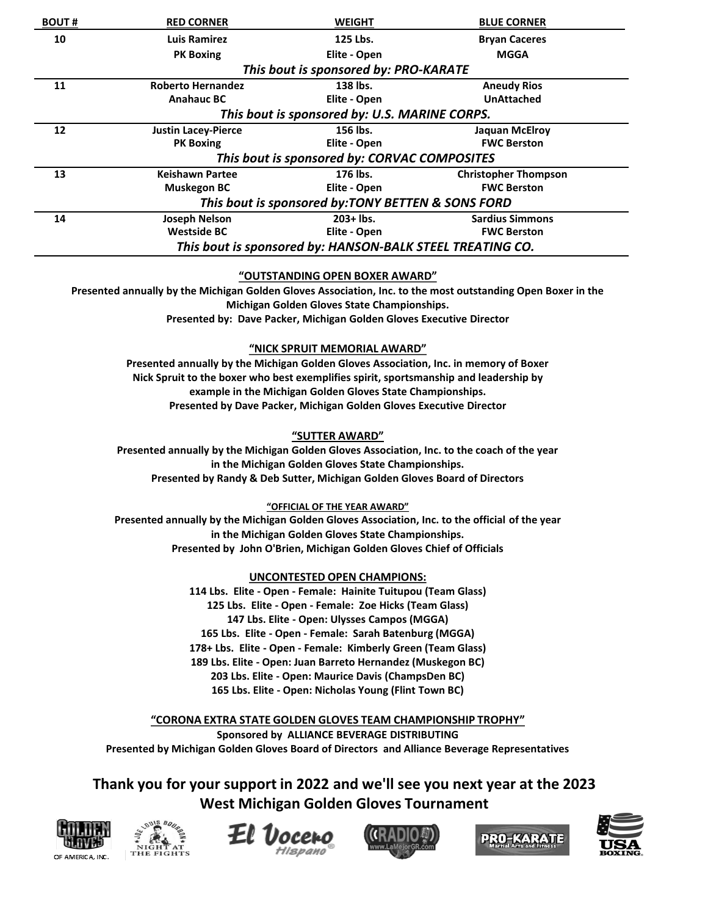| BOUT # | RED CORNER | WEIGHT | BLUE CORNER |
|---|---|---|---|
| 10 | Luis Ramirez | 125 Lbs. | Bryan Caceres |
| | PK Boxing | Elite - Open | MGGA |
| | *This bout is sponsored by: PRO-KARATE* | | |
| 11 | Roberto Hernandez | 138 lbs. | Aneudy Rios |
| | Anahauc BC | Elite - Open | UnAttached |
| | *This bout is sponsored by: U.S. MARINE CORPS.* | | |
| 12 | Justin Lacey-Pierce | 156 lbs. | Jaquan McElroy |
| | PK Boxing | Elite - Open | FWC Berston |
| | *This bout is sponsored by: CORVAC COMPOSITES* | | |
| 13 | Keishawn Partee | 176 lbs. | Christopher Thompson |
| | Muskegon BC | Elite - Open | FWC Berston |
| | *This bout is sponsored by:TONY BETTEN & SONS FORD* | | |
| 14 | Joseph Nelson | 203+ lbs. | Sardius Simmons |
| | Westside BC | Elite - Open | FWC Berston |
| | *This bout is sponsored by: HANSON-BALK STEEL TREATING CO.* | | |

**"OUTSTANDING OPEN BOXER AWARD"**

**Presented annually by the Michigan Golden Gloves Association, Inc. to the most outstanding Open Boxer in the Michigan Golden Gloves State Championships.**
**Presented by: Dave Packer, Michigan Golden Gloves Executive Director**

**"NICK SPRUIT MEMORIAL AWARD"**

**Presented annually by the Michigan Golden Gloves Association, Inc. in memory of Boxer Nick Spruit to the boxer who best exemplifies spirit, sportsmanship and leadership by example in the Michigan Golden Gloves State Championships.**
**Presented by Dave Packer, Michigan Golden Gloves Executive Director**

**"SUTTER AWARD"**

**Presented annually by the Michigan Golden Gloves Association, Inc. to the coach of the year in the Michigan Golden Gloves State Championships.**
**Presented by Randy & Deb Sutter, Michigan Golden Gloves Board of Directors**

**"OFFICIAL OF THE YEAR AWARD"**

**Presented annually by the Michigan Golden Gloves Association, Inc. to the official of the year in the Michigan Golden Gloves State Championships.**
**Presented by John O'Brien, Michigan Golden Gloves Chief of Officials**

**UNCONTESTED OPEN CHAMPIONS:**

**114 Lbs. Elite - Open - Female: Hainite Tuitupou (Team Glass)**
**125 Lbs. Elite - Open - Female: Zoe Hicks (Team Glass)**
**147 Lbs. Elite - Open: Ulysses Campos (MGGA)**
**165 Lbs. Elite - Open - Female: Sarah Batenburg (MGGA)**
**178+ Lbs. Elite - Open - Female: Kimberly Green (Team Glass)**
**189 Lbs. Elite - Open: Juan Barreto Hernandez (Muskegon BC)**
**203 Lbs. Elite - Open: Maurice Davis (ChampsDen BC)**
**165 Lbs. Elite - Open: Nicholas Young (Flint Town BC)**

**"CORONA EXTRA STATE GOLDEN GLOVES TEAM CHAMPIONSHIP TROPHY"**

**Sponsored by ALLIANCE BEVERAGE DISTRIBUTING**
**Presented by Michigan Golden Gloves Board of Directors and Alliance Beverage Representatives**

## Thank you for your support in 2022 and we'll see you next year at the 2023 West Michigan Golden Gloves Tournament